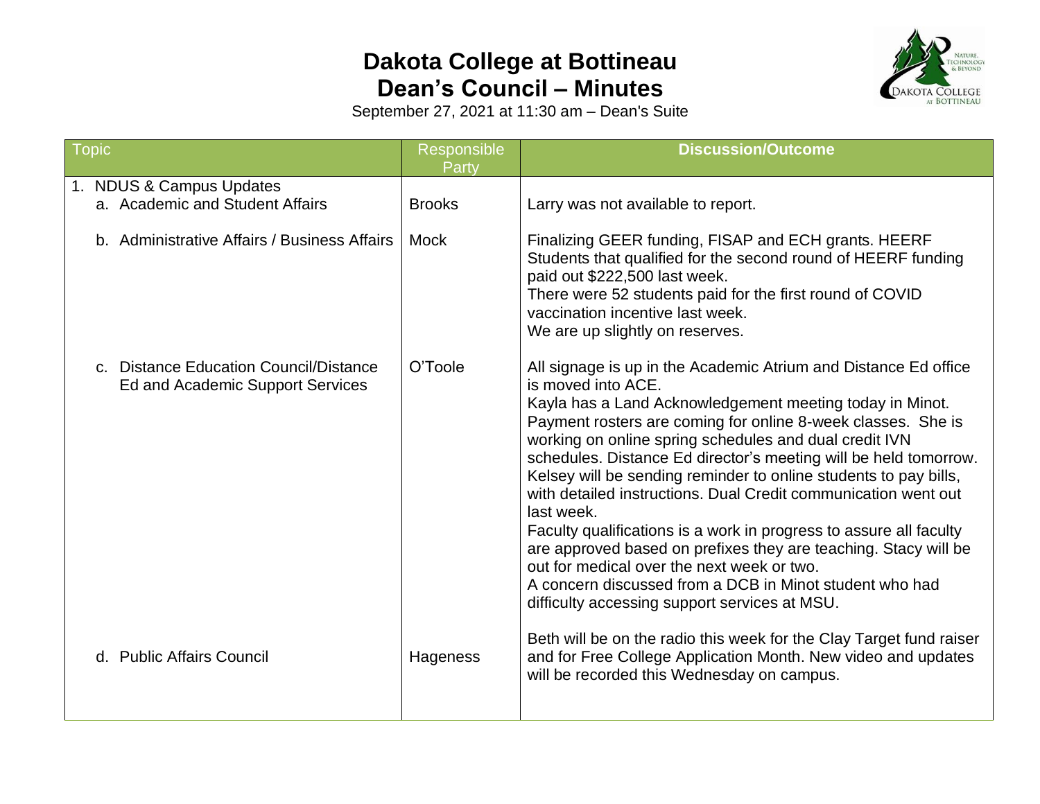# Dakota College at Bottineau
# Dean's Council – Minutes

September 27, 2021 at 11:30 am – Dean's Suite

| Topic | Responsible Party | Discussion/Outcome |
|---|---|---|
| 1. NDUS & Campus Updates | | |
| a. Academic and Student Affairs | Brooks | Larry was not available to report. |
| b. Administrative Affairs / Business Affairs | Mock | Finalizing GEER funding, FISAP and ECH grants. HEERF Students that qualified for the second round of HEERF funding paid out $222,500 last week.<br>There were 52 students paid for the first round of COVID vaccination incentive last week.<br>We are up slightly on reserves. |
| c. Distance Education Council/Distance Ed and Academic Support Services | O'Toole | All signage is up in the Academic Atrium and Distance Ed office is moved into ACE.<br>Kayla has a Land Acknowledgement meeting today in Minot. Payment rosters are coming for online 8-week classes. She is working on online spring schedules and dual credit IVN schedules. Distance Ed director's meeting will be held tomorrow. Kelsey will be sending reminder to online students to pay bills, with detailed instructions. Dual Credit communication went out last week.<br>Faculty qualifications is a work in progress to assure all faculty are approved based on prefixes they are teaching. Stacy will be out for medical over the next week or two.<br>A concern discussed from a DCB in Minot student who had difficulty accessing support services at MSU. |
| d. Public Affairs Council | Hageness | Beth will be on the radio this week for the Clay Target fund raiser and for Free College Application Month. New video and updates will be recorded this Wednesday on campus. |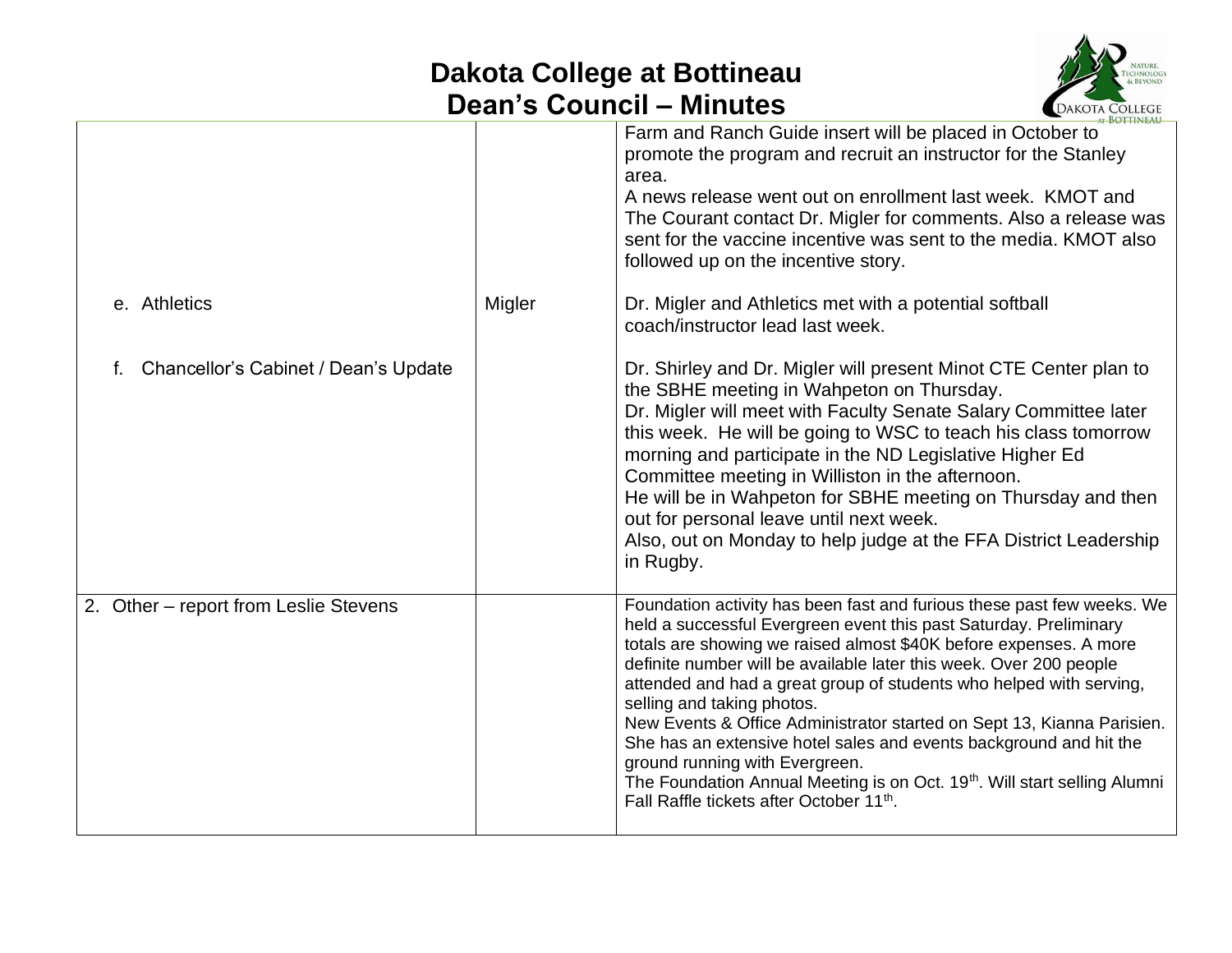# Dakota College at Bottineau
# Dean's Council – Minutes

| | | |
|---|---|---|
| | | Farm and Ranch Guide insert will be placed in October to promote the program and recruit an instructor for the Stanley area.<br>A news release went out on enrollment last week. KMOT and The Courant contact Dr. Migler for comments. Also a release was sent for the vaccine incentive was sent to the media. KMOT also followed up on the incentive story. |
| e. Athletics | Migler | Dr. Migler and Athletics met with a potential softball coach/instructor lead last week. |
| f. Chancellor's Cabinet / Dean's Update | | Dr. Shirley and Dr. Migler will present Minot CTE Center plan to the SBHE meeting in Wahpeton on Thursday.<br>Dr. Migler will meet with Faculty Senate Salary Committee later this week. He will be going to WSC to teach his class tomorrow morning and participate in the ND Legislative Higher Ed Committee meeting in Williston in the afternoon.<br>He will be in Wahpeton for SBHE meeting on Thursday and then out for personal leave until next week.<br>Also, out on Monday to help judge at the FFA District Leadership in Rugby. |
| 2. Other – report from Leslie Stevens | | Foundation activity has been fast and furious these past few weeks. We held a successful Evergreen event this past Saturday. Preliminary totals are showing we raised almost $40K before expenses. A more definite number will be available later this week. Over 200 people attended and had a great group of students who helped with serving, selling and taking photos.<br>New Events & Office Administrator started on Sept 13, Kianna Parisien. She has an extensive hotel sales and events background and hit the ground running with Evergreen.<br>The Foundation Annual Meeting is on Oct. 19th. Will start selling Alumni Fall Raffle tickets after October 11th. |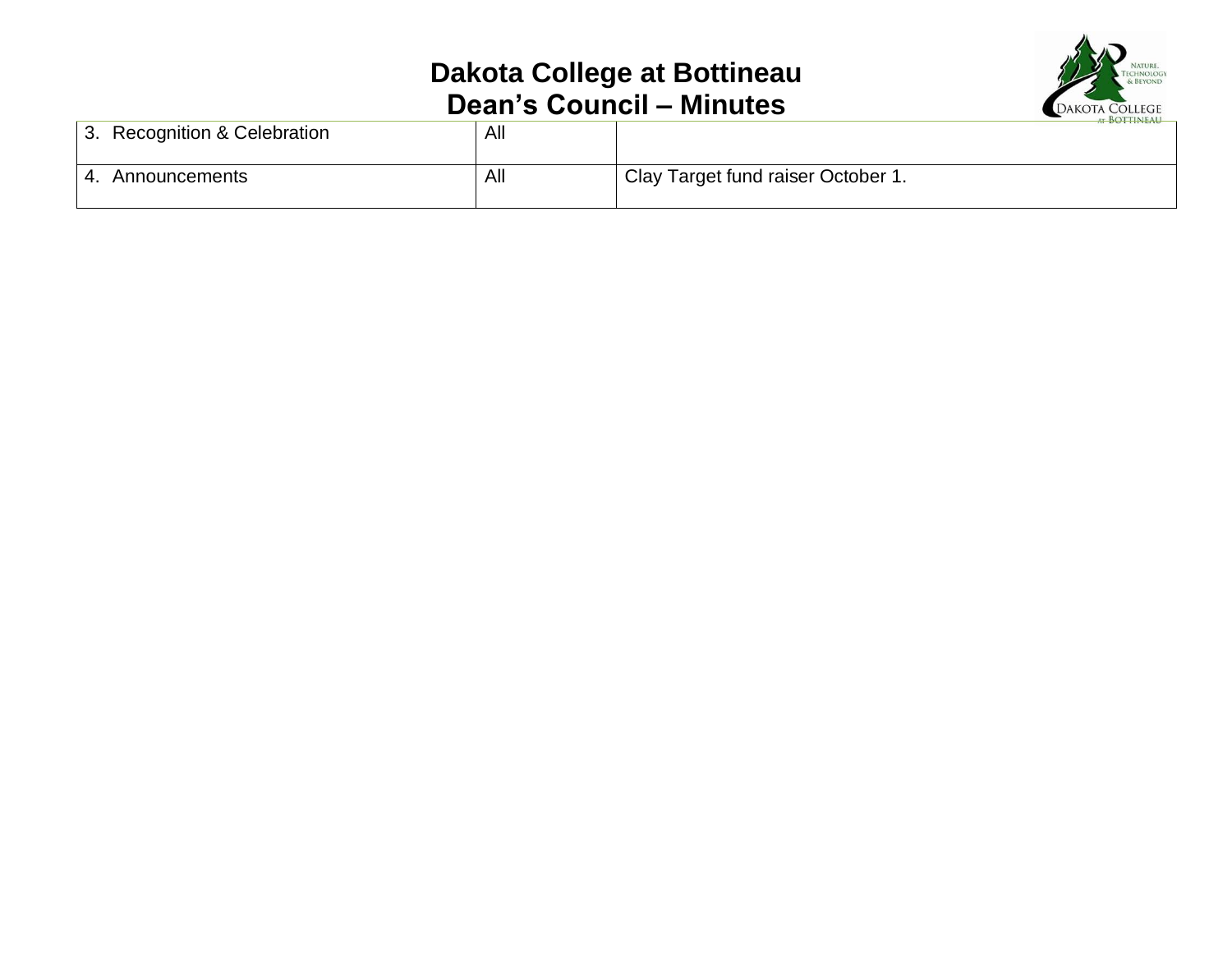# Dakota College at Bottineau
## Dean's Council – Minutes

| | | |
|---|---|---|
| 3. Recognition & Celebration | All | |
| 4. Announcements | All | Clay Target fund raiser October 1. |